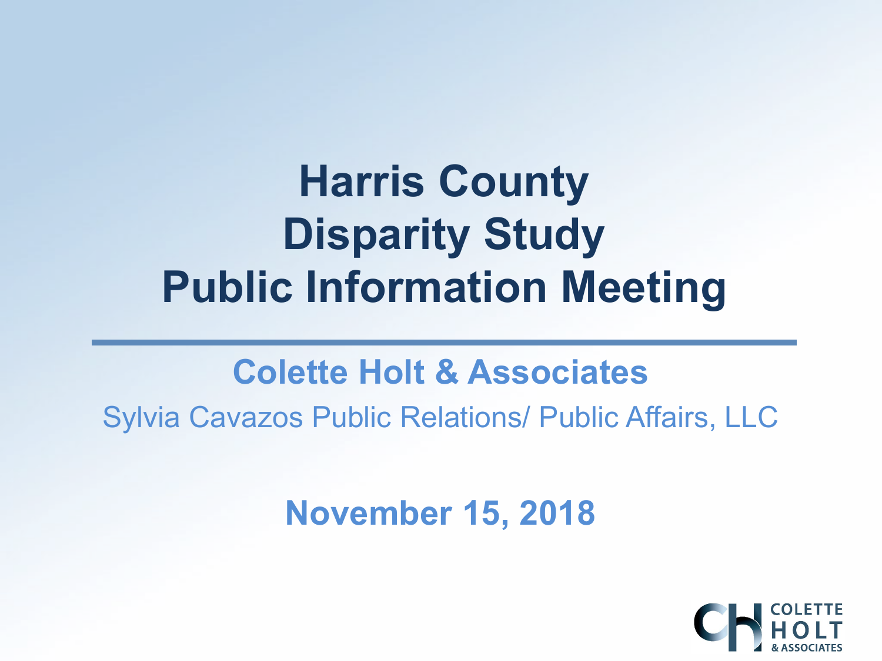# Harris County Disparity Study Public Information Meeting

**Colette Holt & Associates**

Sylvia Cavazos Public Relations/ Public Affairs, LLC

**November 15, 2018**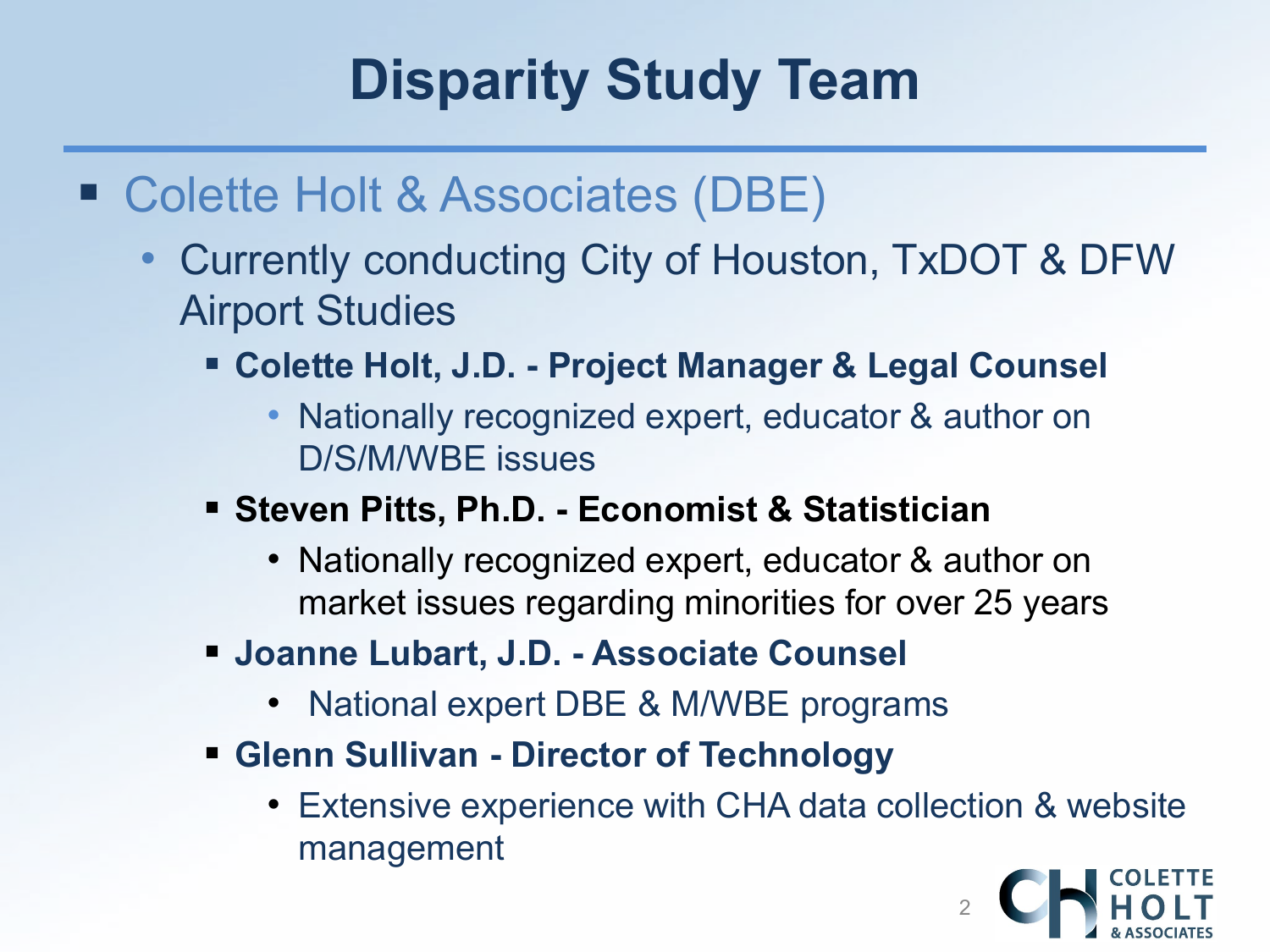# Disparity Study Team

- Colette Holt & Associates (DBE)
  - Currently conducting City of Houston, TxDOT & DFW Airport Studies
    - **Colette Holt, J.D. - Project Manager & Legal Counsel**
      - Nationally recognized expert, educator & author on D/S/M/WBE issues
    - **Steven Pitts, Ph.D. - Economist & Statistician**
      - Nationally recognized expert, educator & author on market issues regarding minorities for over 25 years
    - **Joanne Lubart, J.D. - Associate Counsel**
      - National expert DBE & M/WBE programs
    - **Glenn Sullivan - Director of Technology**
      - Extensive experience with CHA data collection & website management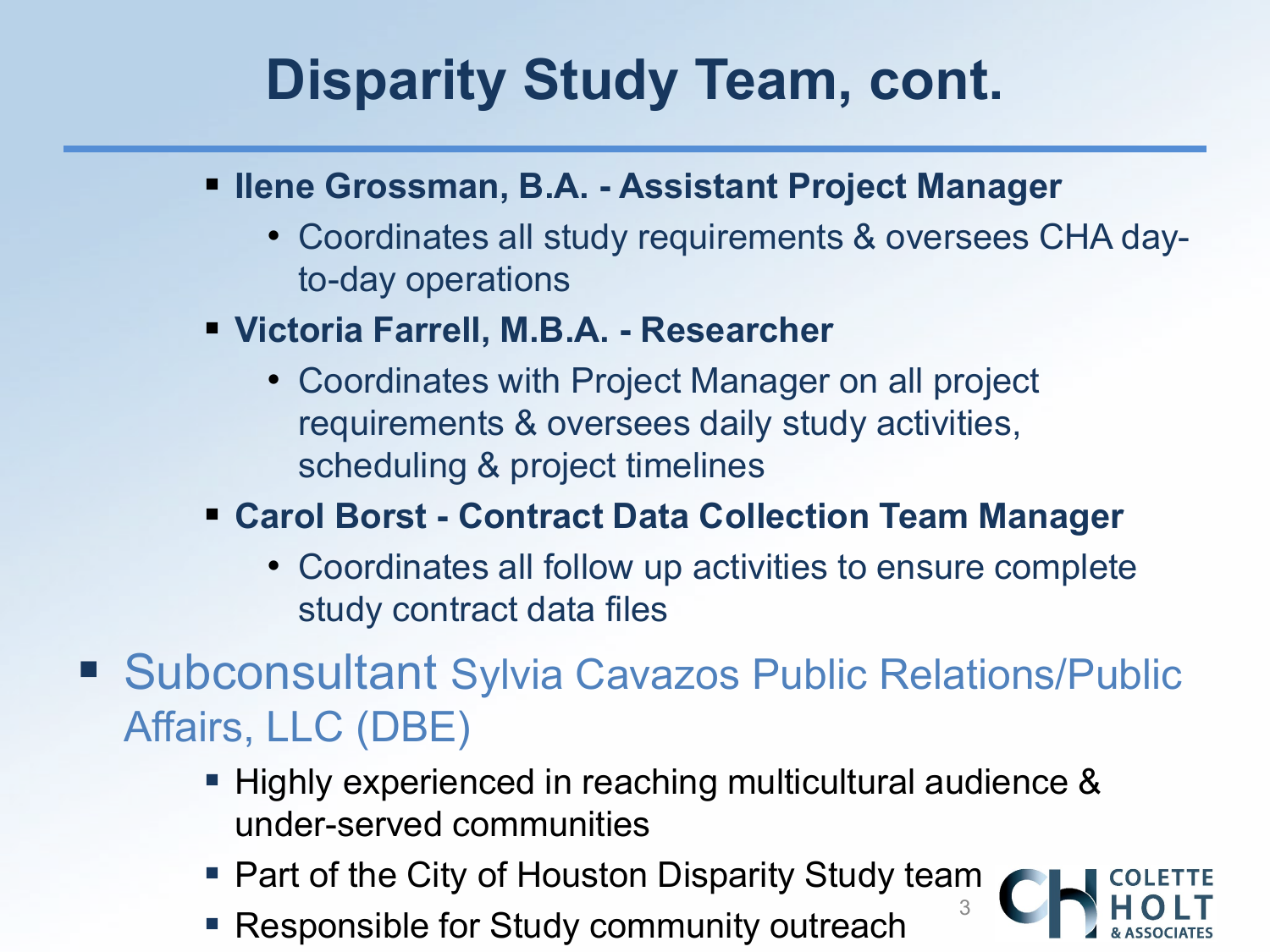# Disparity Study Team, cont.

- **Ilene Grossman, B.A. - Assistant Project Manager**
  - Coordinates all study requirements & oversees CHA day-to-day operations
- **Victoria Farrell, M.B.A. - Researcher**
  - Coordinates with Project Manager on all project requirements & oversees daily study activities, scheduling & project timelines
- **Carol Borst - Contract Data Collection Team Manager**
  - Coordinates all follow up activities to ensure complete study contract data files

- Subconsultant Sylvia Cavazos Public Relations/Public Affairs, LLC (DBE)
  - Highly experienced in reaching multicultural audience & under-served communities
  - Part of the City of Houston Disparity Study team
  - Responsible for Study community outreach

COLETTE HOLT & ASSOCIATES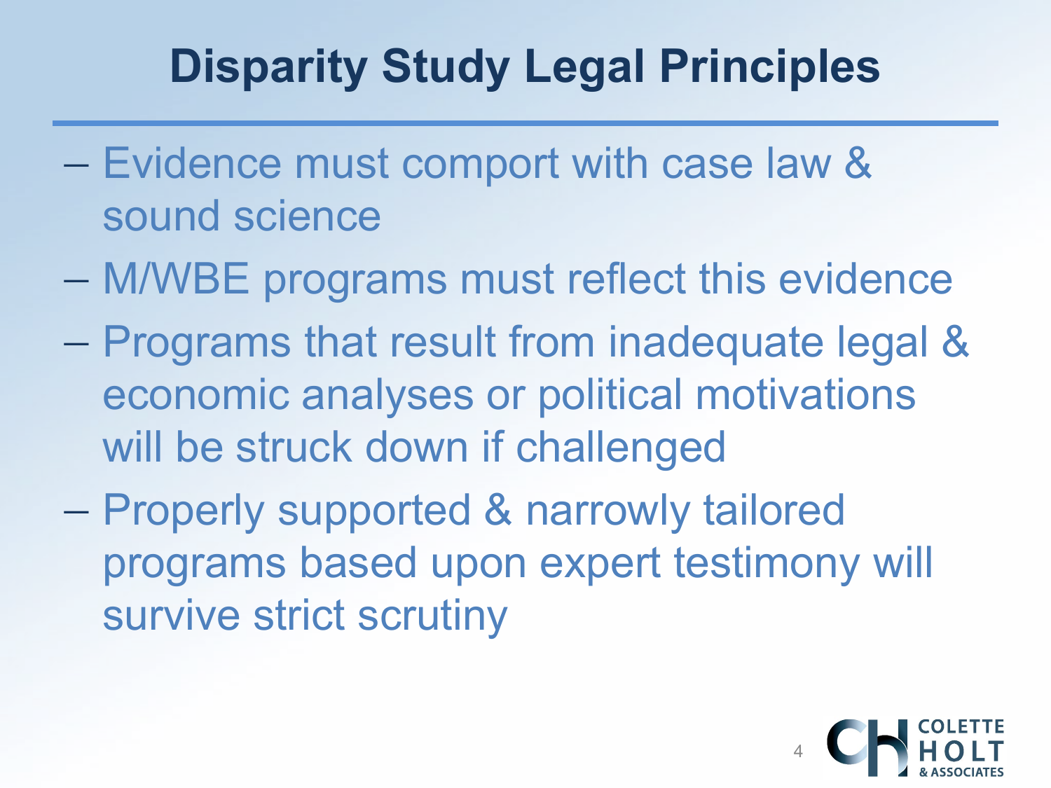# Disparity Study Legal Principles

- Evidence must comport with case law & sound science
- M/WBE programs must reflect this evidence
- Programs that result from inadequate legal & economic analyses or political motivations will be struck down if challenged
- Properly supported & narrowly tailored programs based upon expert testimony will survive strict scrutiny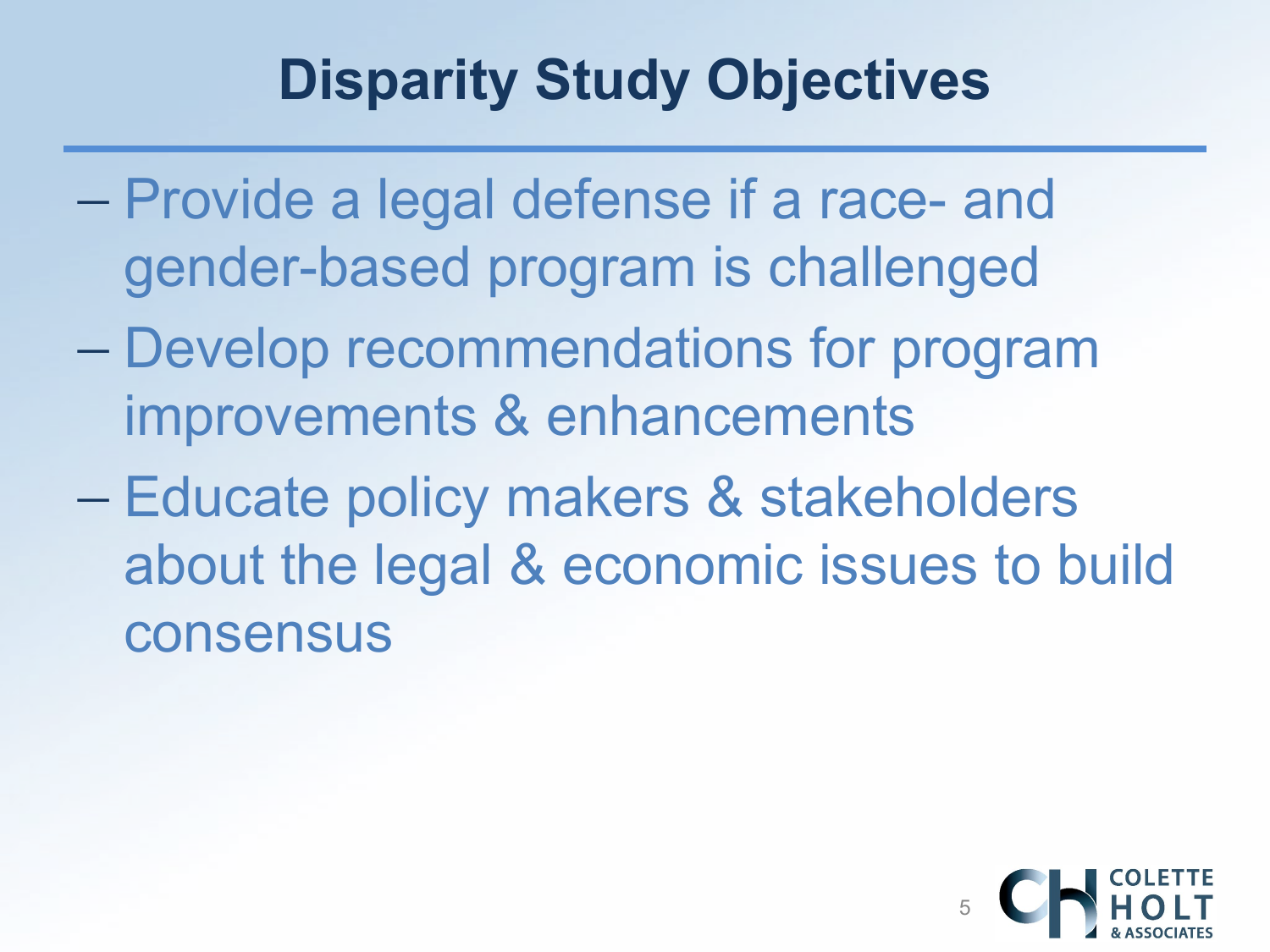# Disparity Study Objectives

- Provide a legal defense if a race- and gender-based program is challenged
- Develop recommendations for program improvements & enhancements
- Educate policy makers & stakeholders about the legal & economic issues to build consensus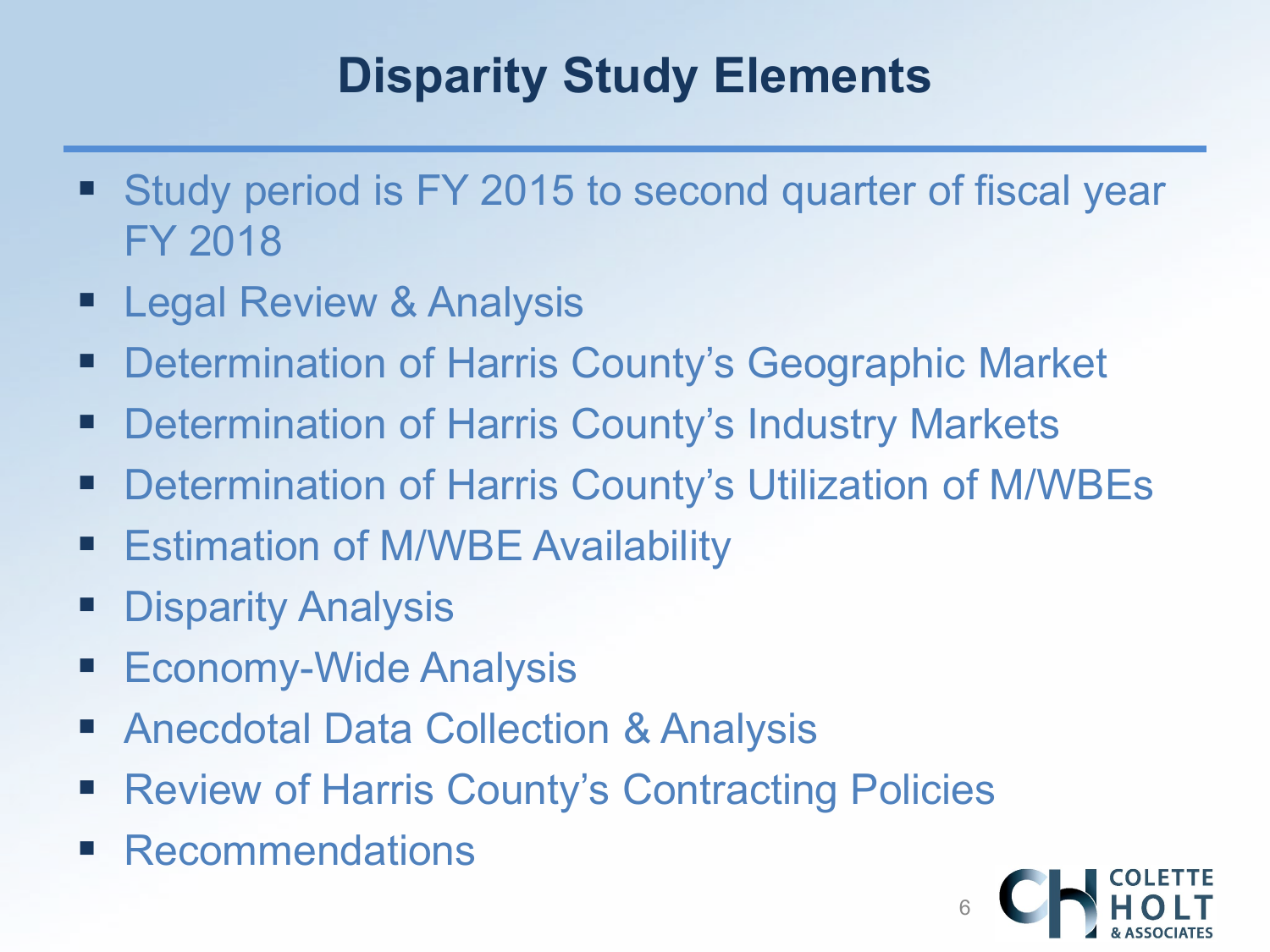# Disparity Study Elements

- Study period is FY 2015 to second quarter of fiscal year FY 2018
- Legal Review & Analysis
- Determination of Harris County's Geographic Market
- Determination of Harris County's Industry Markets
- Determination of Harris County's Utilization of M/WBEs
- Estimation of M/WBE Availability
- Disparity Analysis
- Economy-Wide Analysis
- Anecdotal Data Collection & Analysis
- Review of Harris County's Contracting Policies
- Recommendations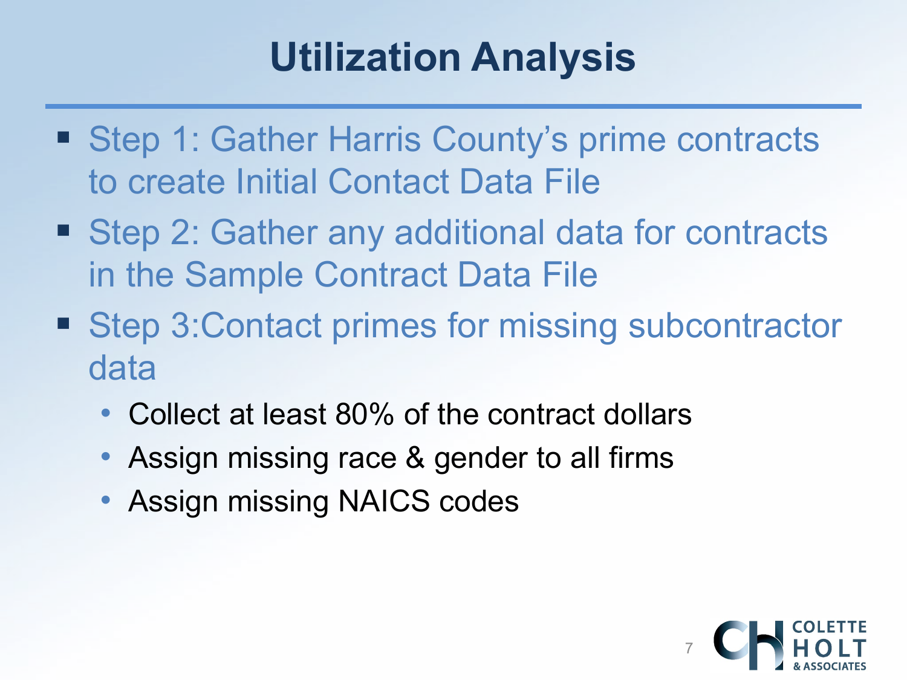# Utilization Analysis

- Step 1: Gather Harris County's prime contracts to create Initial Contact Data File
- Step 2: Gather any additional data for contracts in the Sample Contract Data File
- Step 3:Contact primes for missing subcontractor data
  - Collect at least 80% of the contract dollars
  - Assign missing race & gender to all firms
  - Assign missing NAICS codes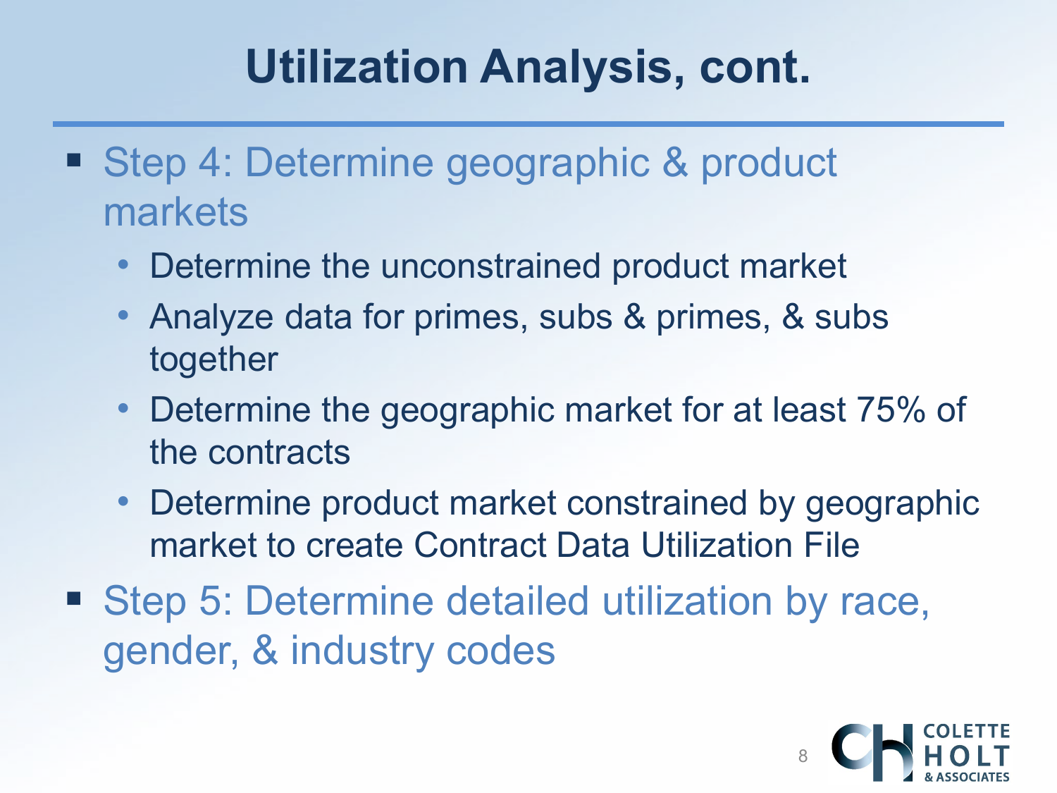# Utilization Analysis, cont.

- Step 4: Determine geographic & product markets
  - Determine the unconstrained product market
  - Analyze data for primes, subs & primes, & subs together
  - Determine the geographic market for at least 75% of the contracts
  - Determine product market constrained by geographic market to create Contract Data Utilization File
- Step 5: Determine detailed utilization by race, gender, & industry codes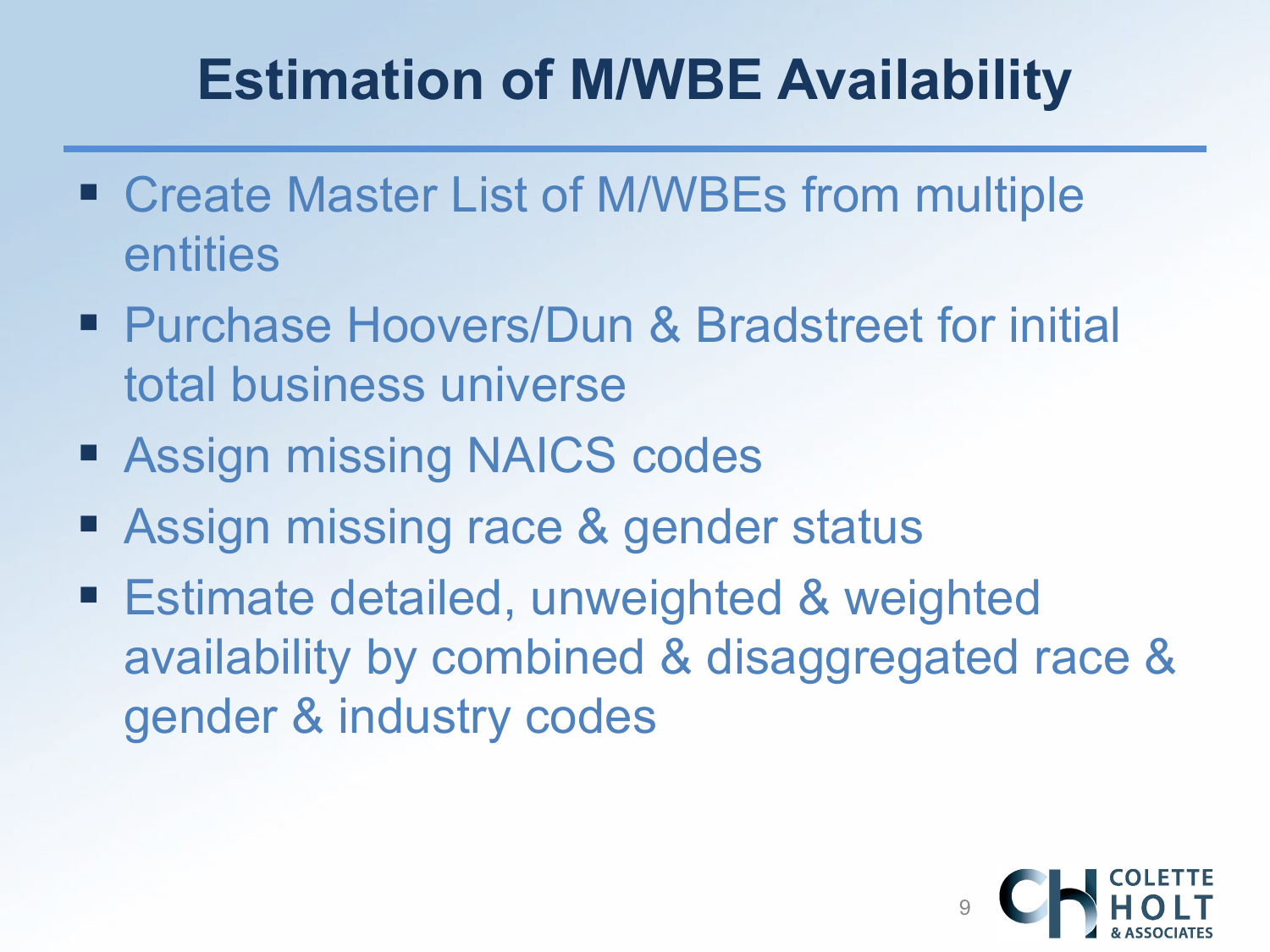# Estimation of M/WBE Availability

- Create Master List of M/WBEs from multiple entities
- Purchase Hoovers/Dun & Bradstreet for initial total business universe
- Assign missing NAICS codes
- Assign missing race & gender status
- Estimate detailed, unweighted & weighted availability by combined & disaggregated race & gender & industry codes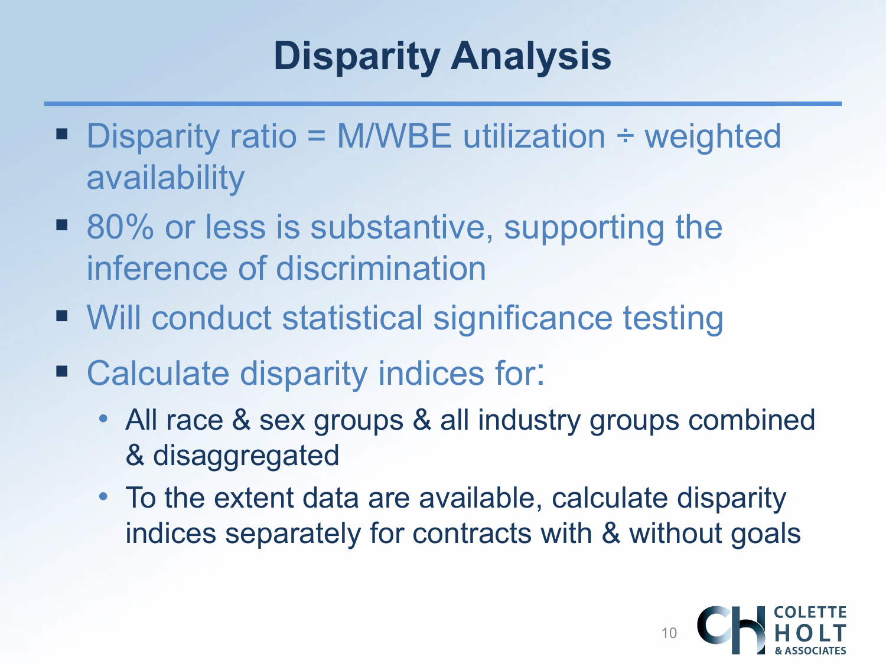# Disparity Analysis

- Disparity ratio = M/WBE utilization ÷ weighted availability
- 80% or less is substantive, supporting the inference of discrimination
- Will conduct statistical significance testing
- Calculate disparity indices for:
  - All race & sex groups & all industry groups combined & disaggregated
  - To the extent data are available, calculate disparity indices separately for contracts with & without goals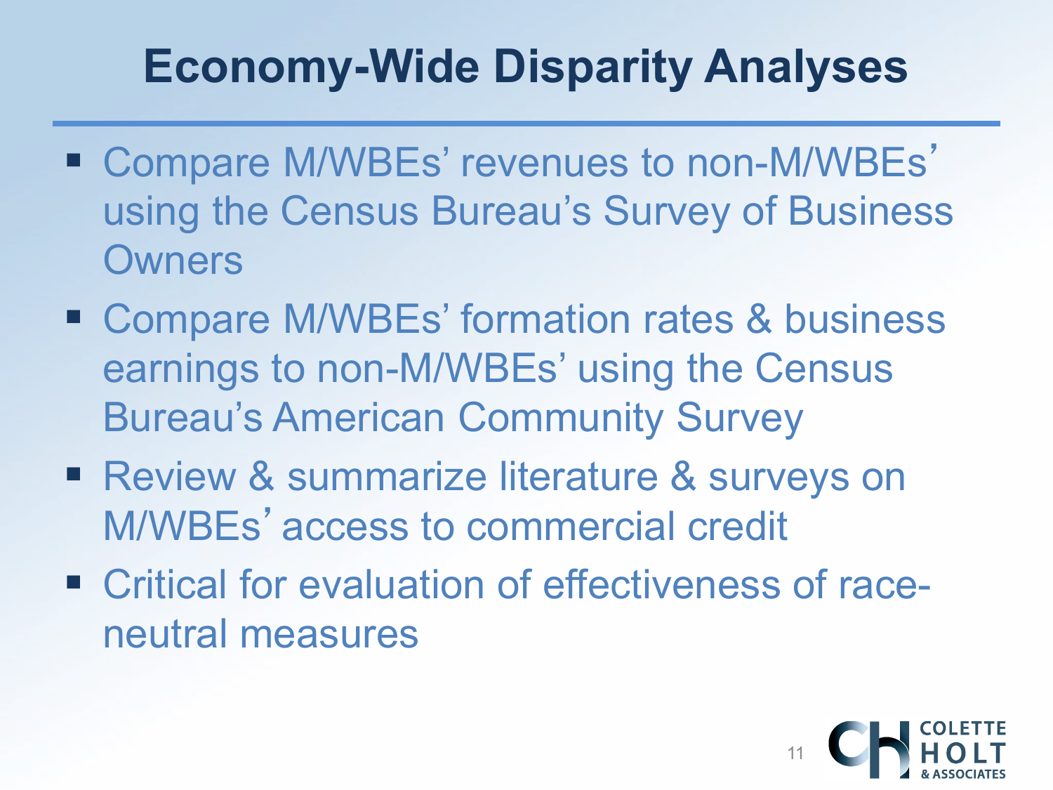# Economy-Wide Disparity Analyses

- Compare M/WBEs' revenues to non-M/WBEs' using the Census Bureau's Survey of Business Owners
- Compare M/WBEs' formation rates & business earnings to non-M/WBEs' using the Census Bureau's American Community Survey
- Review & summarize literature & surveys on M/WBEs' access to commercial credit
- Critical for evaluation of effectiveness of race-neutral measures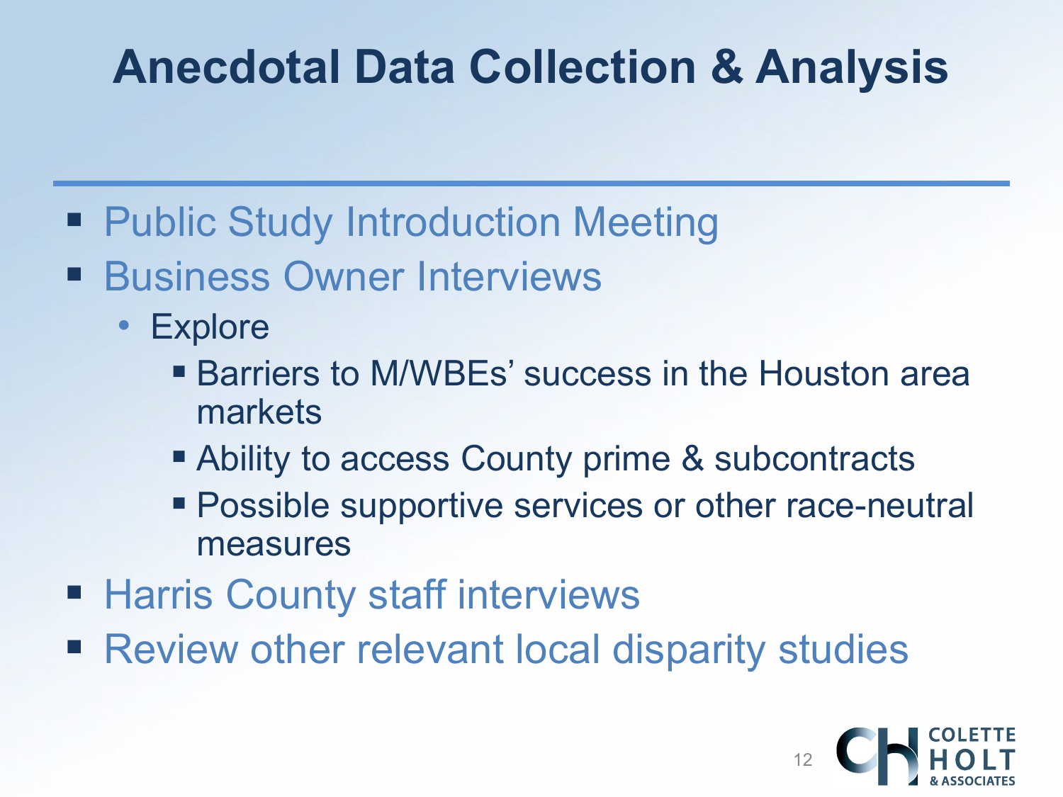# Anecdotal Data Collection & Analysis

- Public Study Introduction Meeting
- Business Owner Interviews
  - Explore
    - Barriers to M/WBEs' success in the Houston area markets
    - Ability to access County prime & subcontracts
    - Possible supportive services or other race-neutral measures
- Harris County staff interviews
- Review other relevant local disparity studies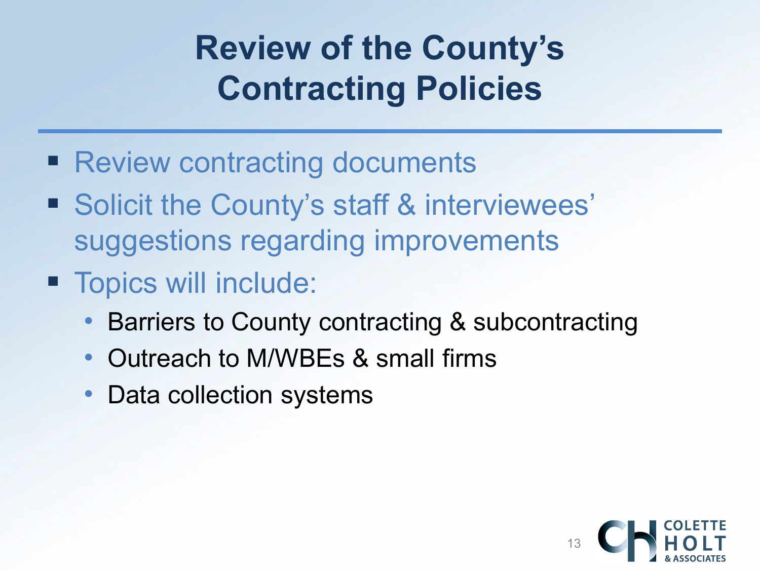# Review of the County's Contracting Policies

- Review contracting documents
- Solicit the County's staff & interviewees' suggestions regarding improvements
- Topics will include:
  - Barriers to County contracting & subcontracting
  - Outreach to M/WBEs & small firms
  - Data collection systems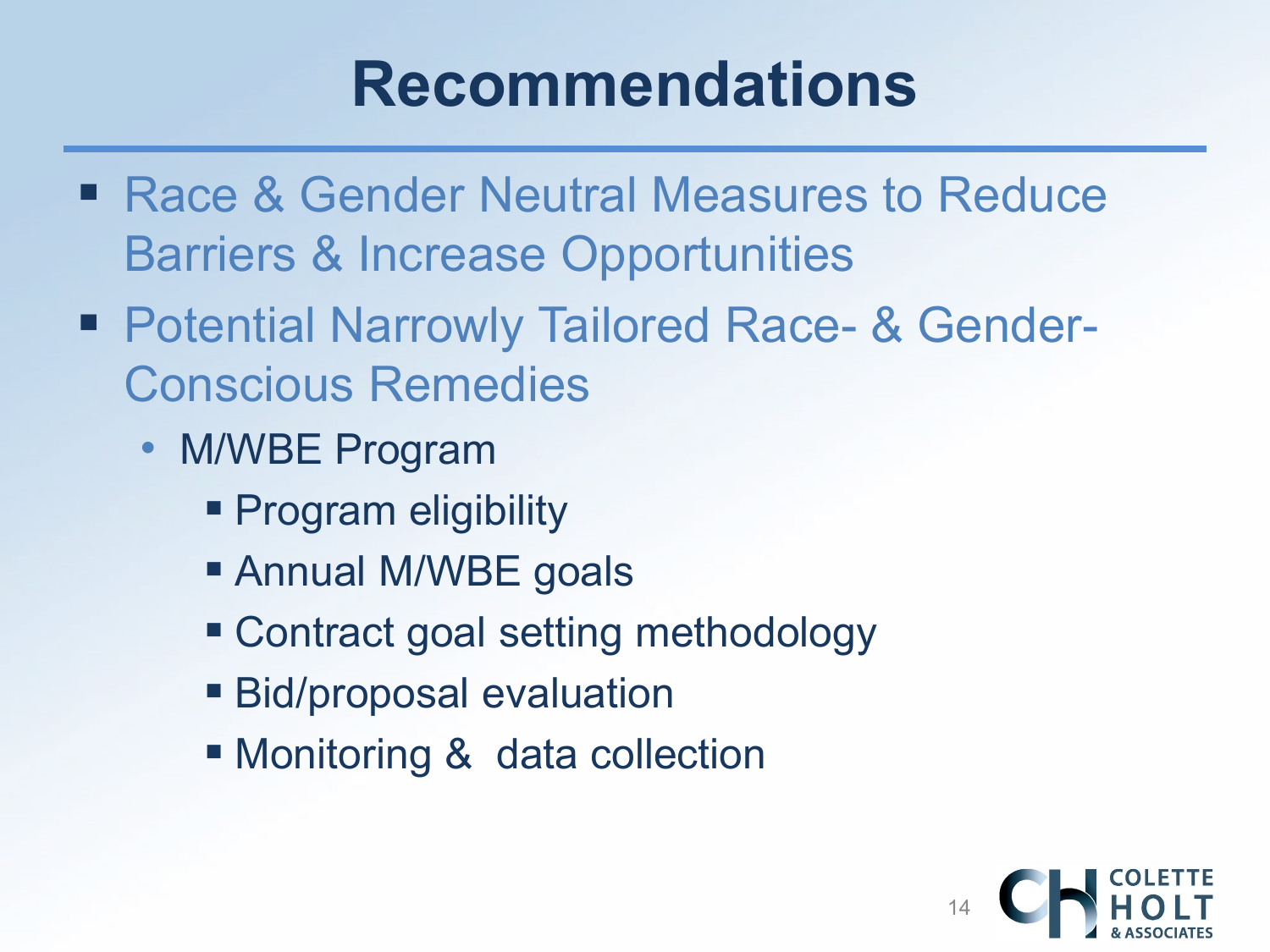# Recommendations

- Race & Gender Neutral Measures to Reduce Barriers & Increase Opportunities
- Potential Narrowly Tailored Race- & Gender-Conscious Remedies
  - M/WBE Program
    - Program eligibility
    - Annual M/WBE goals
    - Contract goal setting methodology
    - Bid/proposal evaluation
    - Monitoring & data collection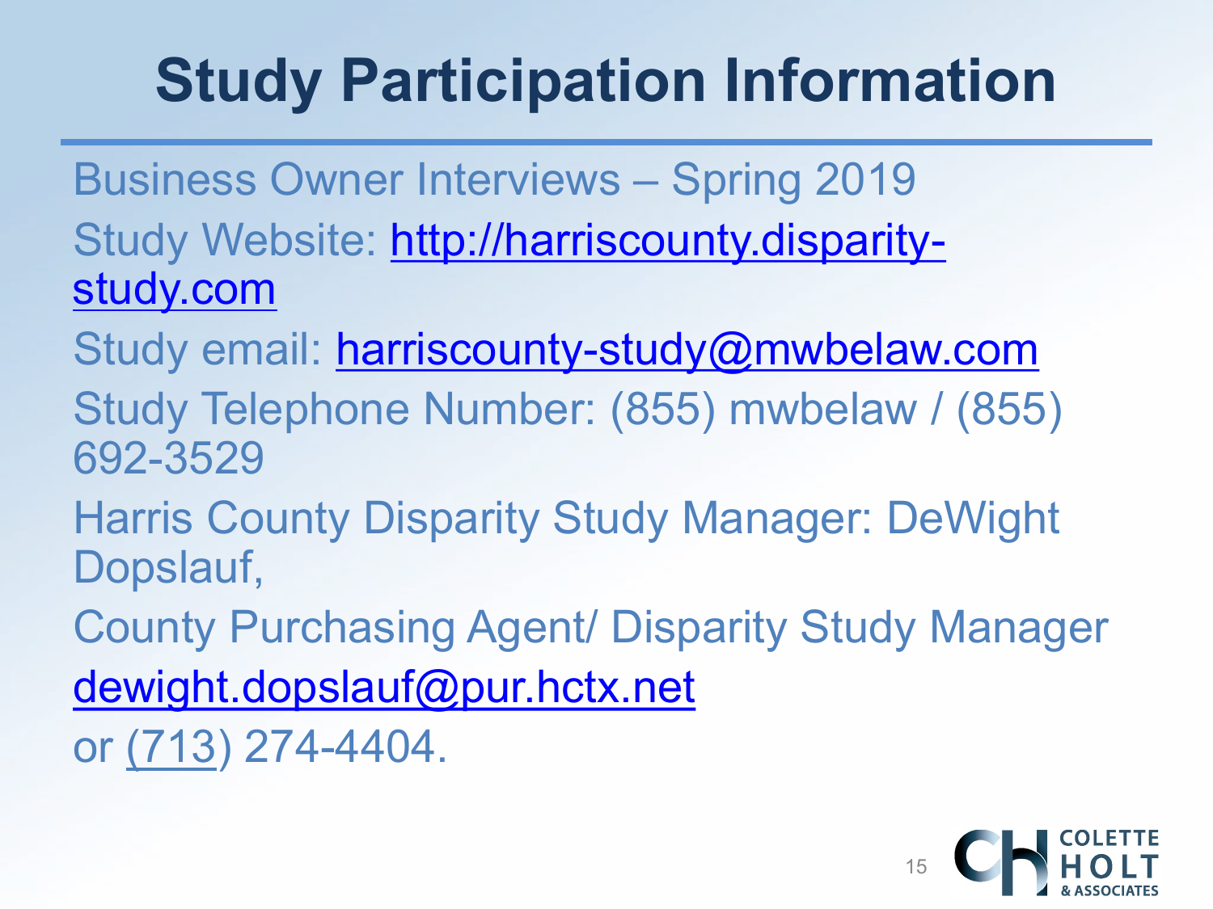# Study Participation Information

Business Owner Interviews – Spring 2019

Study Website: http://harriscounty.disparity-study.com

Study email: harriscounty-study@mwbelaw.com

Study Telephone Number: (855) mwbelaw / (855) 692-3529

Harris County Disparity Study Manager: DeWight Dopslauf,

County Purchasing Agent/ Disparity Study Manager

dewight.dopslauf@pur.hctx.net

or (713) 274-4404.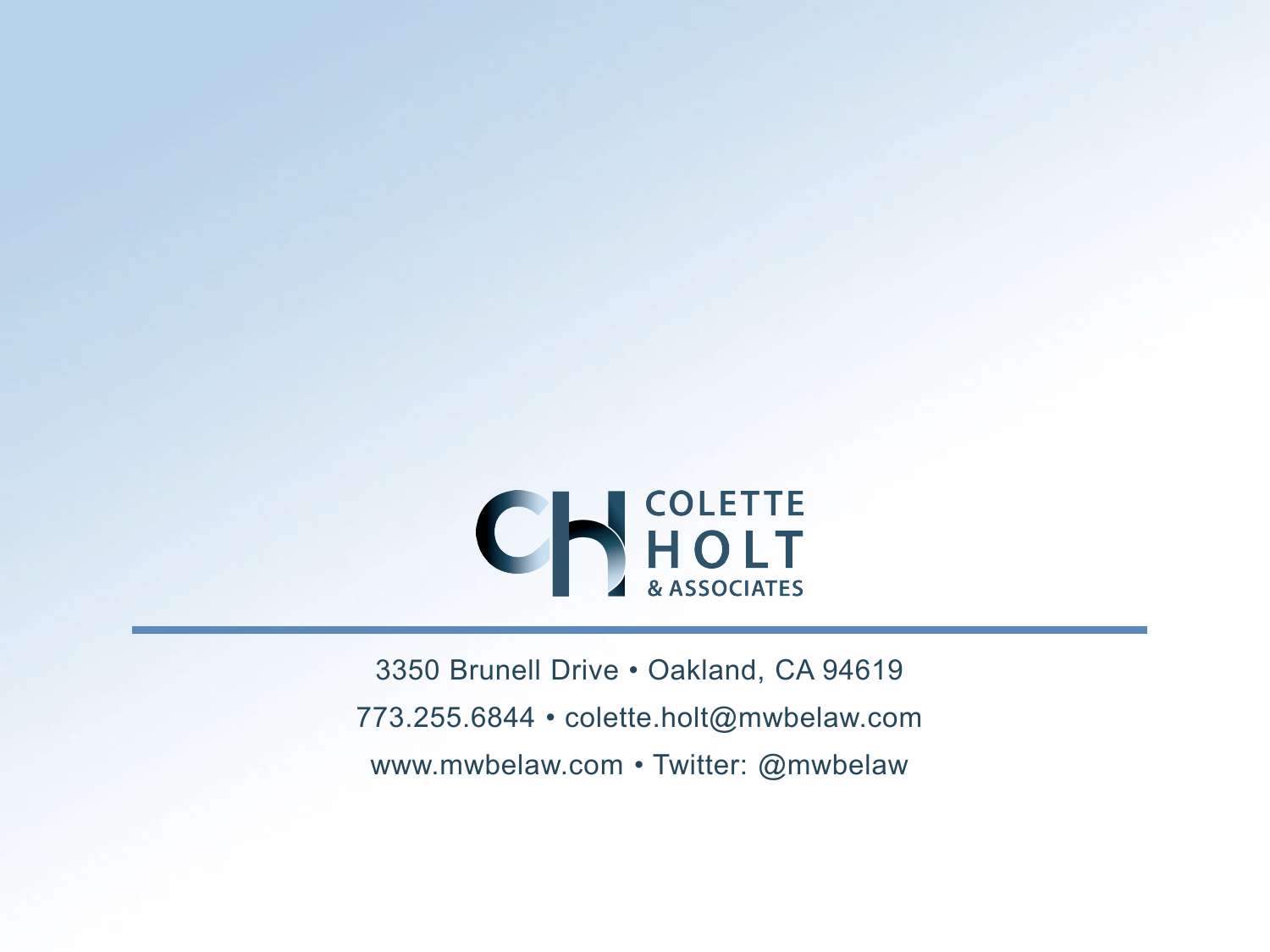COLETTE HOLT & ASSOCIATES

3350 Brunell Drive • Oakland, CA 94619

773.255.6844 • colette.holt@mwbelaw.com

www.mwbelaw.com • Twitter: @mwbelaw